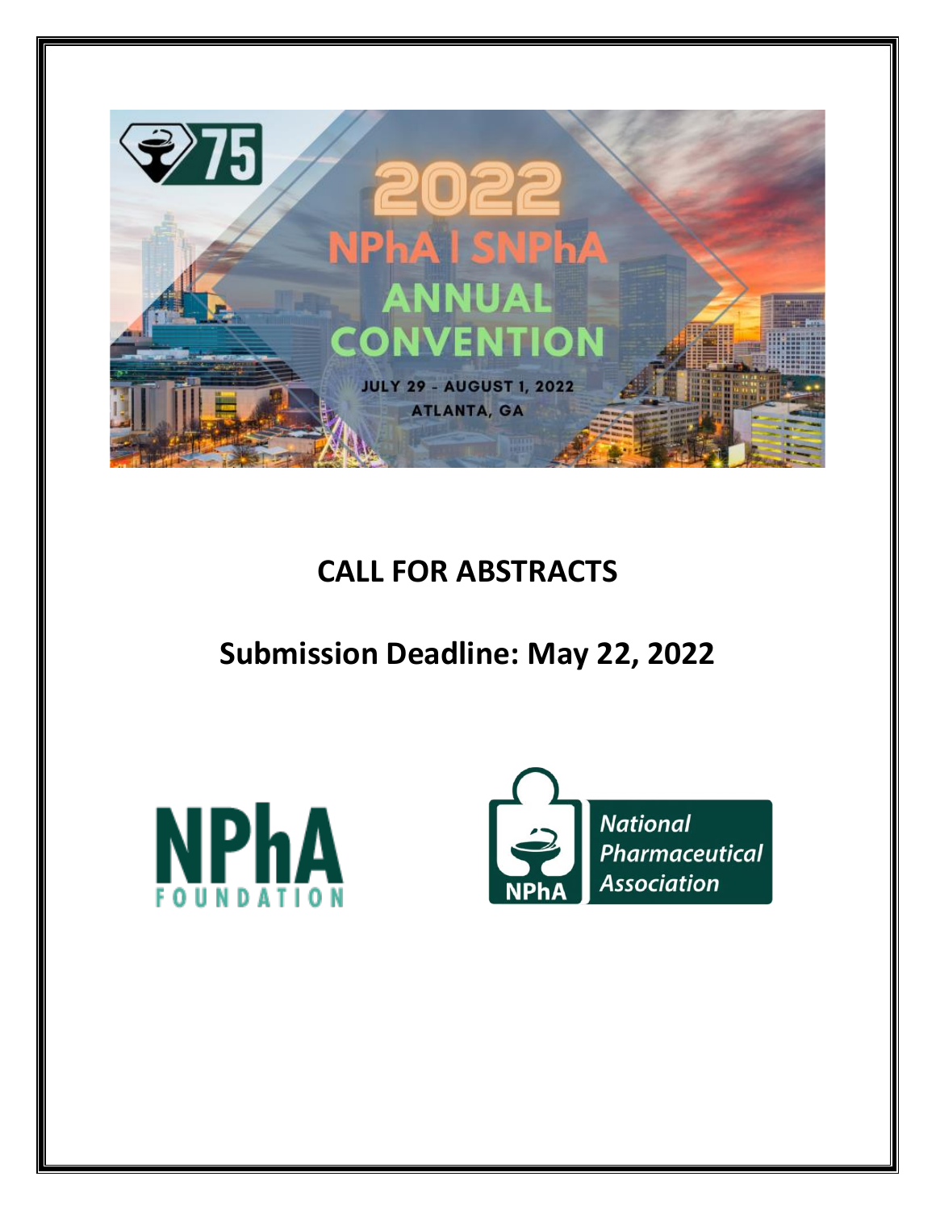75

2022

NPhA | SNPhA

ANNUAL CONVENTION

JULY 29 - AUGUST 1, 2022

ATLANTA, GA

# CALL FOR ABSTRACTS

## Submission Deadline: May 22, 2022

NPhA FOUNDATION

NPhA National Pharmaceutical Association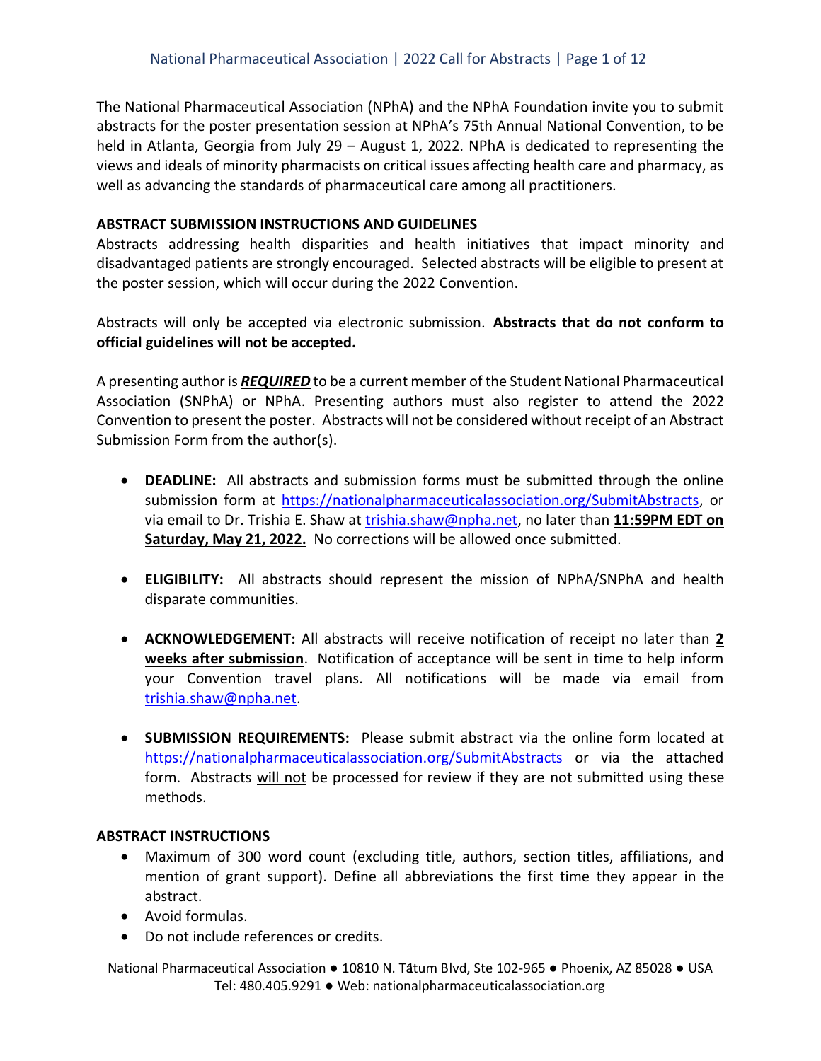The National Pharmaceutical Association (NPhA) and the NPhA Foundation invite you to submit abstracts for the poster presentation session at NPhA's 75th Annual National Convention, to be held in Atlanta, Georgia from July 29 – August 1, 2022. NPhA is dedicated to representing the views and ideals of minority pharmacists on critical issues affecting health care and pharmacy, as well as advancing the standards of pharmaceutical care among all practitioners.

**ABSTRACT SUBMISSION INSTRUCTIONS AND GUIDELINES**

Abstracts addressing health disparities and health initiatives that impact minority and disadvantaged patients are strongly encouraged. Selected abstracts will be eligible to present at the poster session, which will occur during the 2022 Convention.

Abstracts will only be accepted via electronic submission. **Abstracts that do not conform to official guidelines will not be accepted.**

A presenting author is ***REQUIRED*** to be a current member of the Student National Pharmaceutical Association (SNPhA) or NPhA. Presenting authors must also register to attend the 2022 Convention to present the poster. Abstracts will not be considered without receipt of an Abstract Submission Form from the author(s).

- **DEADLINE:** All abstracts and submission forms must be submitted through the online submission form at https://nationalpharmaceuticalassociation.org/SubmitAbstracts, or via email to Dr. Trishia E. Shaw at trishia.shaw@npha.net, no later than **11:59PM EDT on Saturday, May 21, 2022.** No corrections will be allowed once submitted.

- **ELIGIBILITY:** All abstracts should represent the mission of NPhA/SNPhA and health disparate communities.

- **ACKNOWLEDGEMENT:** All abstracts will receive notification of receipt no later than **2 weeks after submission**. Notification of acceptance will be sent in time to help inform your Convention travel plans. All notifications will be made via email from trishia.shaw@npha.net.

- **SUBMISSION REQUIREMENTS:** Please submit abstract via the online form located at https://nationalpharmaceuticalassociation.org/SubmitAbstracts or via the attached form. Abstracts will not be processed for review if they are not submitted using these methods.

**ABSTRACT INSTRUCTIONS**

- Maximum of 300 word count (excluding title, authors, section titles, affiliations, and mention of grant support). Define all abbreviations the first time they appear in the abstract.
- Avoid formulas.
- Do not include references or credits.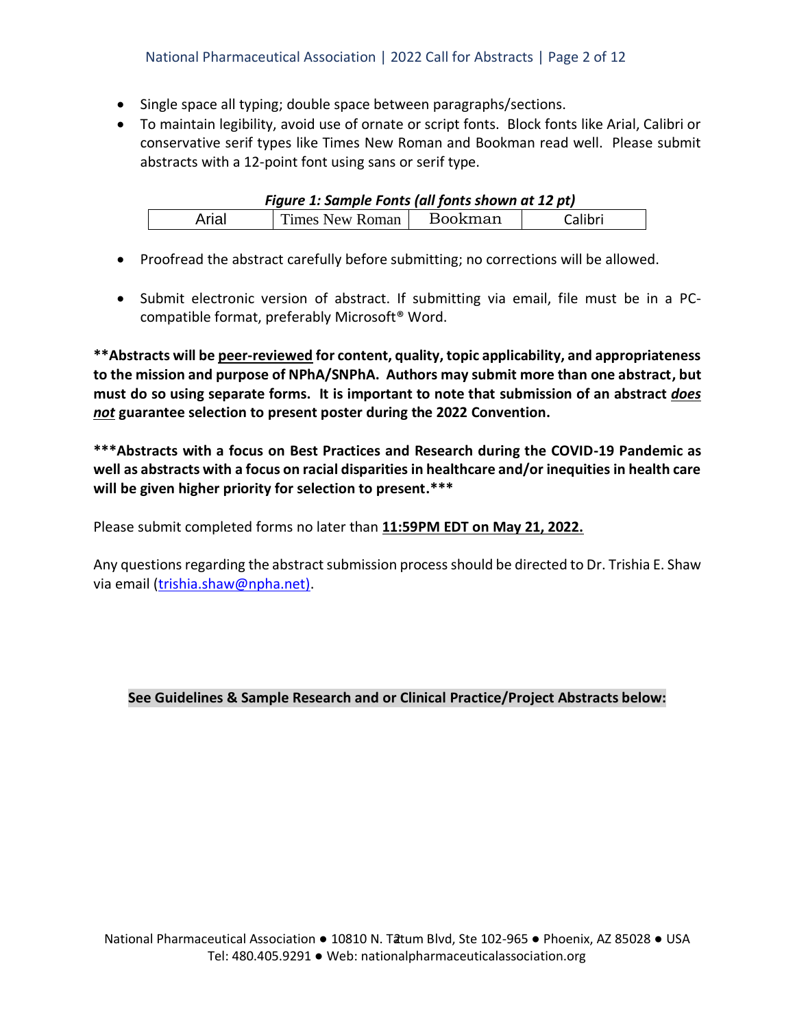- Single space all typing; double space between paragraphs/sections.
- To maintain legibility, avoid use of ornate or script fonts. Block fonts like Arial, Calibri or conservative serif types like Times New Roman and Bookman read well. Please submit abstracts with a 12-point font using sans or serif type.

***Figure 1: Sample Fonts (all fonts shown at 12 pt)***

| Arial | Times New Roman | Bookman | Calibri |
|---|---|---|---|

- Proofread the abstract carefully before submitting; no corrections will be allowed.

- Submit electronic version of abstract. If submitting via email, file must be in a PC-compatible format, preferably Microsoft® Word.

**\*\*Abstracts will be <u>peer-reviewed</u> for content, quality, topic applicability, and appropriateness to the mission and purpose of NPhA/SNPhA. Authors may submit more than one abstract, but must do so using separate forms. It is important to note that submission of an abstract *<u>does not</u>* guarantee selection to present poster during the 2022 Convention.**

**\*\*\*Abstracts with a focus on Best Practices and Research during the COVID-19 Pandemic as well as abstracts with a focus on racial disparities in healthcare and/or inequities in health care will be given higher priority for selection to present.\*\*\***

Please submit completed forms no later than **<u>11:59PM EDT on May 21, 2022.</u>**

Any questions regarding the abstract submission process should be directed to Dr. Trishia E. Shaw via email (trishia.shaw@npha.net).

**See Guidelines & Sample Research and or Clinical Practice/Project Abstracts below:**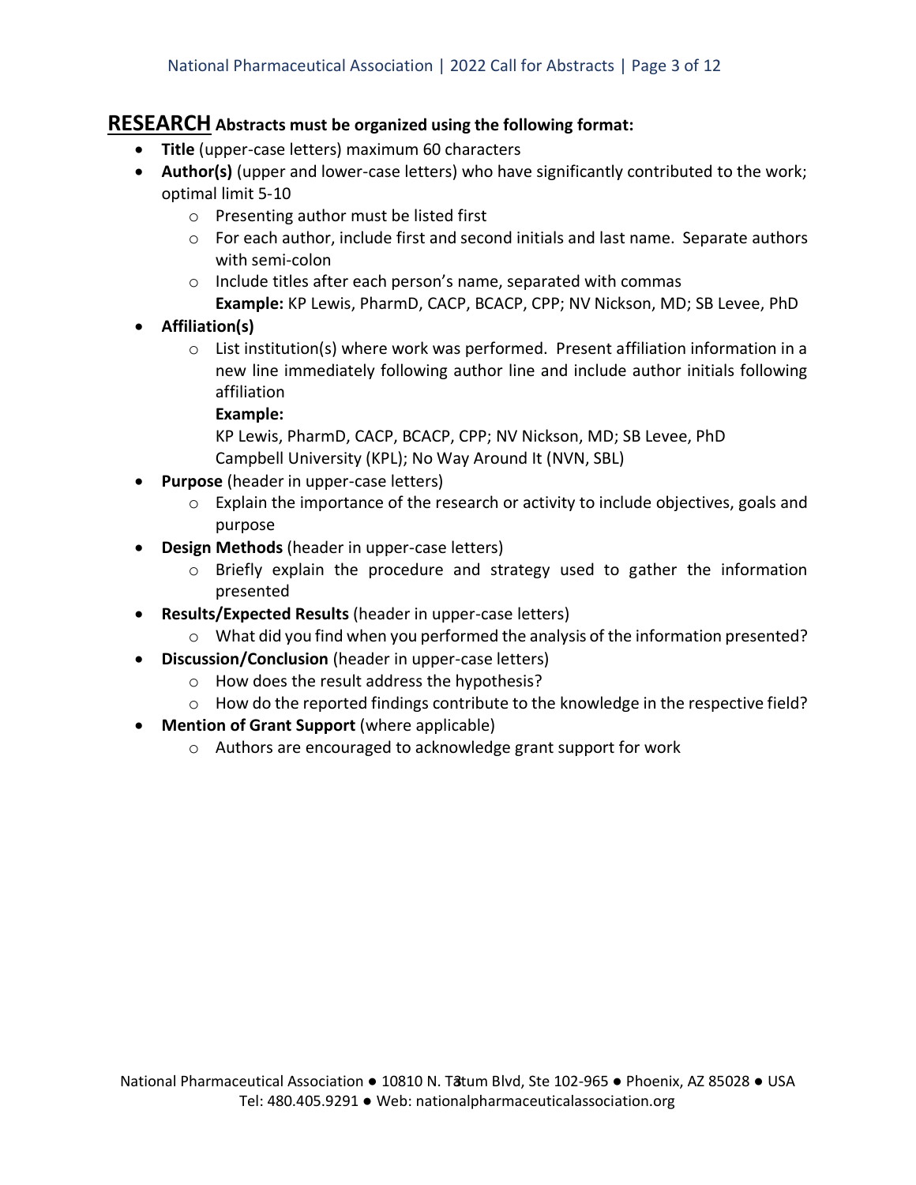## RESEARCH Abstracts must be organized using the following format:

- **Title** (upper-case letters) maximum 60 characters
- **Author(s)** (upper and lower-case letters) who have significantly contributed to the work; optimal limit 5-10
  - Presenting author must be listed first
  - For each author, include first and second initials and last name. Separate authors with semi-colon
  - Include titles after each person's name, separated with commas
    **Example:** KP Lewis, PharmD, CACP, BCACP, CPP; NV Nickson, MD; SB Levee, PhD
- **Affiliation(s)**
  - List institution(s) where work was performed. Present affiliation information in a new line immediately following author line and include author initials following affiliation
    **Example:**
    KP Lewis, PharmD, CACP, BCACP, CPP; NV Nickson, MD; SB Levee, PhD
    Campbell University (KPL); No Way Around It (NVN, SBL)
- **Purpose** (header in upper-case letters)
  - Explain the importance of the research or activity to include objectives, goals and purpose
- **Design Methods** (header in upper-case letters)
  - Briefly explain the procedure and strategy used to gather the information presented
- **Results/Expected Results** (header in upper-case letters)
  - What did you find when you performed the analysis of the information presented?
- **Discussion/Conclusion** (header in upper-case letters)
  - How does the result address the hypothesis?
  - How do the reported findings contribute to the knowledge in the respective field?
- **Mention of Grant Support** (where applicable)
  - Authors are encouraged to acknowledge grant support for work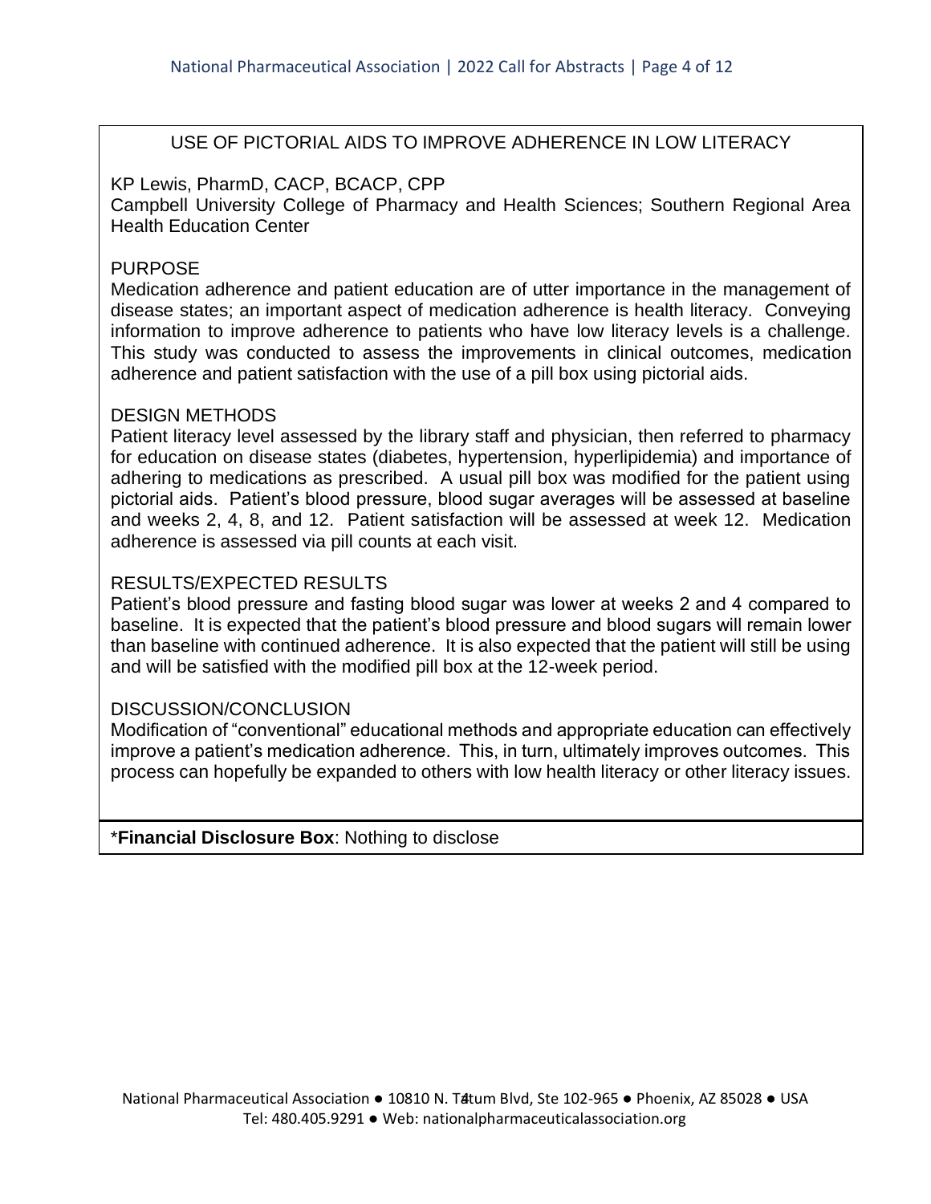## USE OF PICTORIAL AIDS TO IMPROVE ADHERENCE IN LOW LITERACY

KP Lewis, PharmD, CACP, BCACP, CPP

Campbell University College of Pharmacy and Health Sciences; Southern Regional Area Health Education Center

### PURPOSE

Medication adherence and patient education are of utter importance in the management of disease states; an important aspect of medication adherence is health literacy. Conveying information to improve adherence to patients who have low literacy levels is a challenge. This study was conducted to assess the improvements in clinical outcomes, medication adherence and patient satisfaction with the use of a pill box using pictorial aids.

### DESIGN METHODS

Patient literacy level assessed by the library staff and physician, then referred to pharmacy for education on disease states (diabetes, hypertension, hyperlipidemia) and importance of adhering to medications as prescribed. A usual pill box was modified for the patient using pictorial aids. Patient's blood pressure, blood sugar averages will be assessed at baseline and weeks 2, 4, 8, and 12. Patient satisfaction will be assessed at week 12. Medication adherence is assessed via pill counts at each visit.

### RESULTS/EXPECTED RESULTS

Patient's blood pressure and fasting blood sugar was lower at weeks 2 and 4 compared to baseline. It is expected that the patient's blood pressure and blood sugars will remain lower than baseline with continued adherence. It is also expected that the patient will still be using and will be satisfied with the modified pill box at the 12-week period.

### DISCUSSION/CONCLUSION

Modification of "conventional" educational methods and appropriate education can effectively improve a patient's medication adherence. This, in turn, ultimately improves outcomes. This process can hopefully be expanded to others with low health literacy or other literacy issues.

*__Financial Disclosure Box__: Nothing to disclose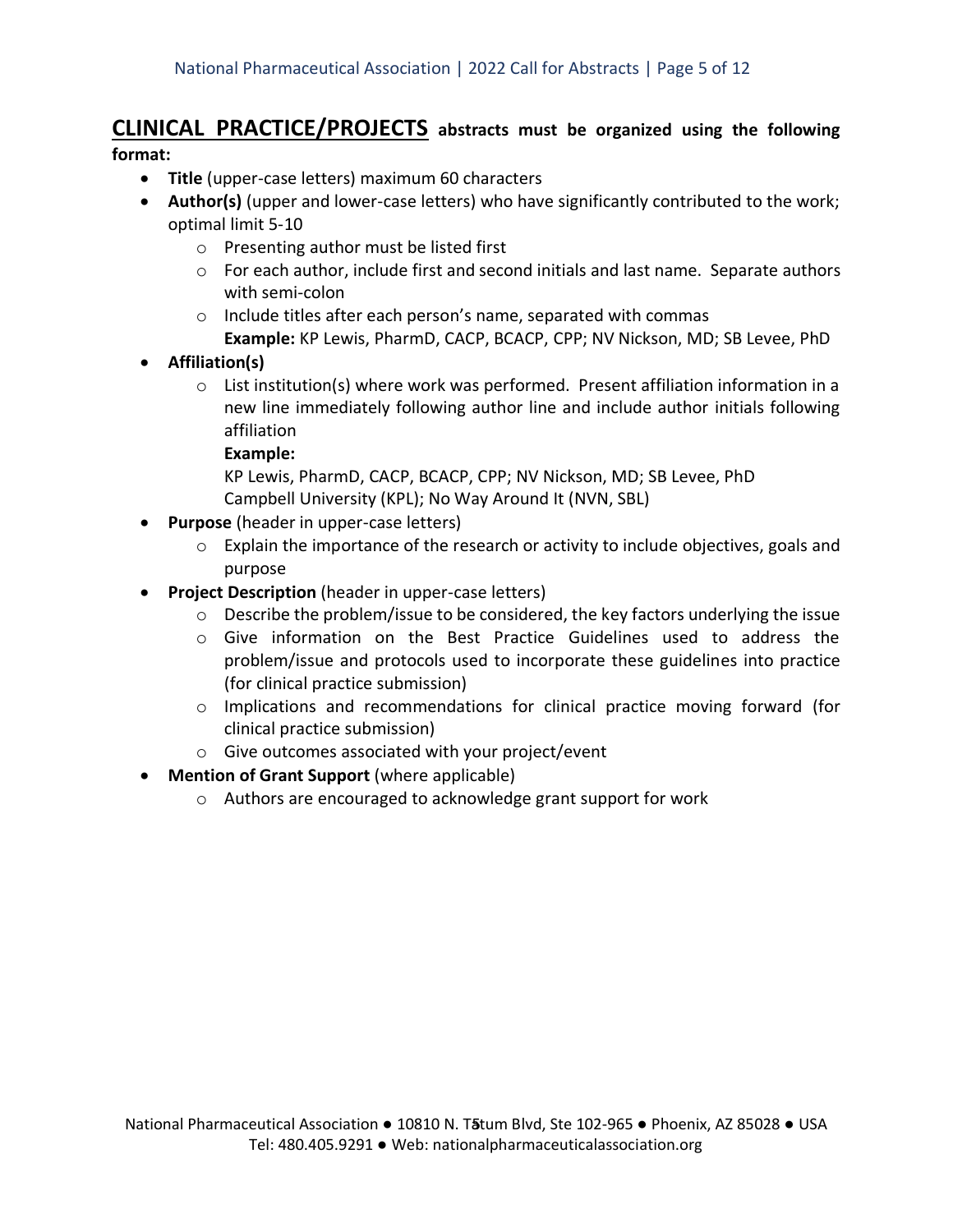**CLINICAL PRACTICE/PROJECTS abstracts must be organized using the following format:**

- **Title** (upper-case letters) maximum 60 characters
- **Author(s)** (upper and lower-case letters) who have significantly contributed to the work; optimal limit 5-10
  - Presenting author must be listed first
  - For each author, include first and second initials and last name. Separate authors with semi-colon
  - Include titles after each person's name, separated with commas
    **Example:** KP Lewis, PharmD, CACP, BCACP, CPP; NV Nickson, MD; SB Levee, PhD
- **Affiliation(s)**
  - List institution(s) where work was performed. Present affiliation information in a new line immediately following author line and include author initials following affiliation
    **Example:**
    KP Lewis, PharmD, CACP, BCACP, CPP; NV Nickson, MD; SB Levee, PhD
    Campbell University (KPL); No Way Around It (NVN, SBL)
- **Purpose** (header in upper-case letters)
  - Explain the importance of the research or activity to include objectives, goals and purpose
- **Project Description** (header in upper-case letters)
  - Describe the problem/issue to be considered, the key factors underlying the issue
  - Give information on the Best Practice Guidelines used to address the problem/issue and protocols used to incorporate these guidelines into practice (for clinical practice submission)
  - Implications and recommendations for clinical practice moving forward (for clinical practice submission)
  - Give outcomes associated with your project/event
- **Mention of Grant Support** (where applicable)
  - Authors are encouraged to acknowledge grant support for work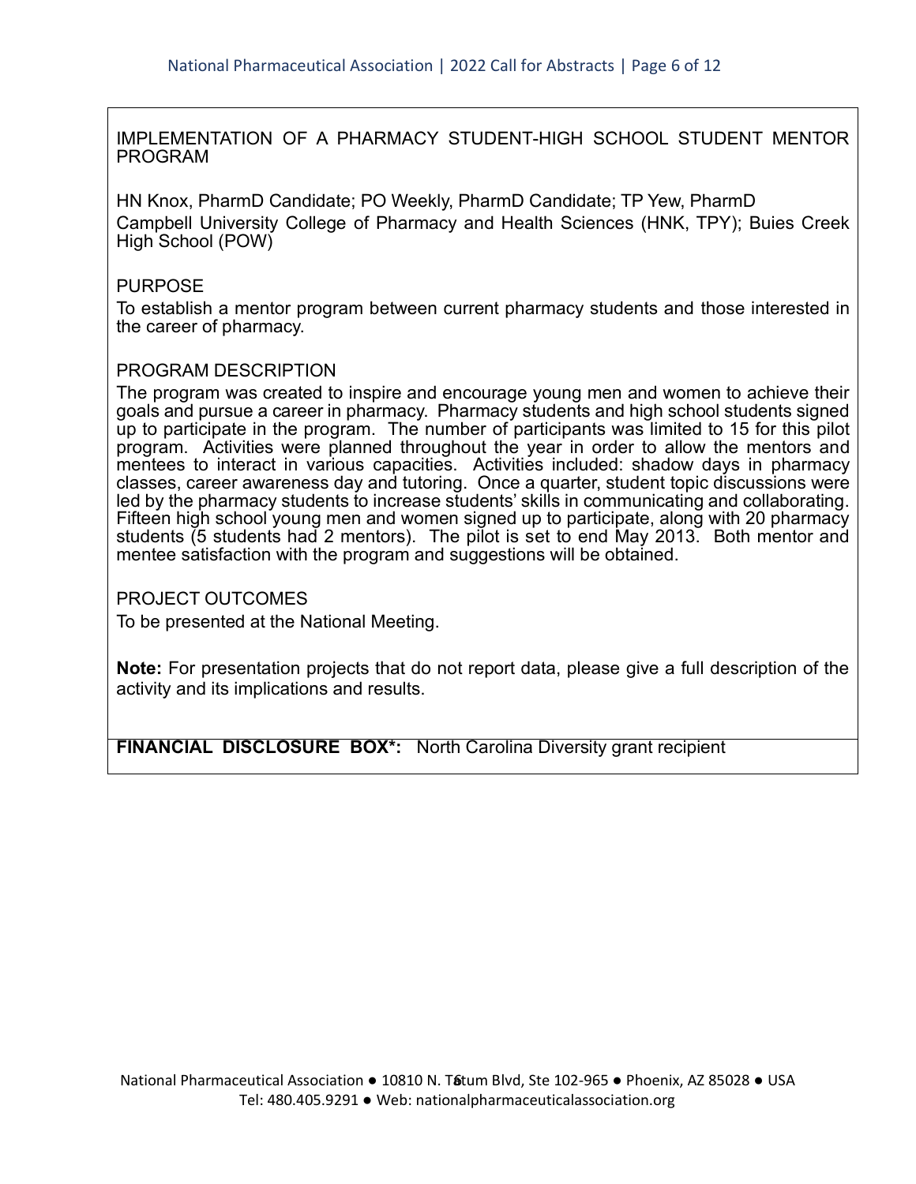## IMPLEMENTATION OF A PHARMACY STUDENT-HIGH SCHOOL STUDENT MENTOR PROGRAM

HN Knox, PharmD Candidate; PO Weekly, PharmD Candidate; TP Yew, PharmD
Campbell University College of Pharmacy and Health Sciences (HNK, TPY); Buies Creek High School (POW)

### PURPOSE

To establish a mentor program between current pharmacy students and those interested in the career of pharmacy.

### PROGRAM DESCRIPTION

The program was created to inspire and encourage young men and women to achieve their goals and pursue a career in pharmacy. Pharmacy students and high school students signed up to participate in the program. The number of participants was limited to 15 for this pilot program. Activities were planned throughout the year in order to allow the mentors and mentees to interact in various capacities. Activities included: shadow days in pharmacy classes, career awareness day and tutoring. Once a quarter, student topic discussions were led by the pharmacy students to increase students' skills in communicating and collaborating. Fifteen high school young men and women signed up to participate, along with 20 pharmacy students (5 students had 2 mentors). The pilot is set to end May 2013. Both mentor and mentee satisfaction with the program and suggestions will be obtained.

### PROJECT OUTCOMES

To be presented at the National Meeting.

**Note:** For presentation projects that do not report data, please give a full description of the activity and its implications and results.

**FINANCIAL DISCLOSURE BOX*:** North Carolina Diversity grant recipient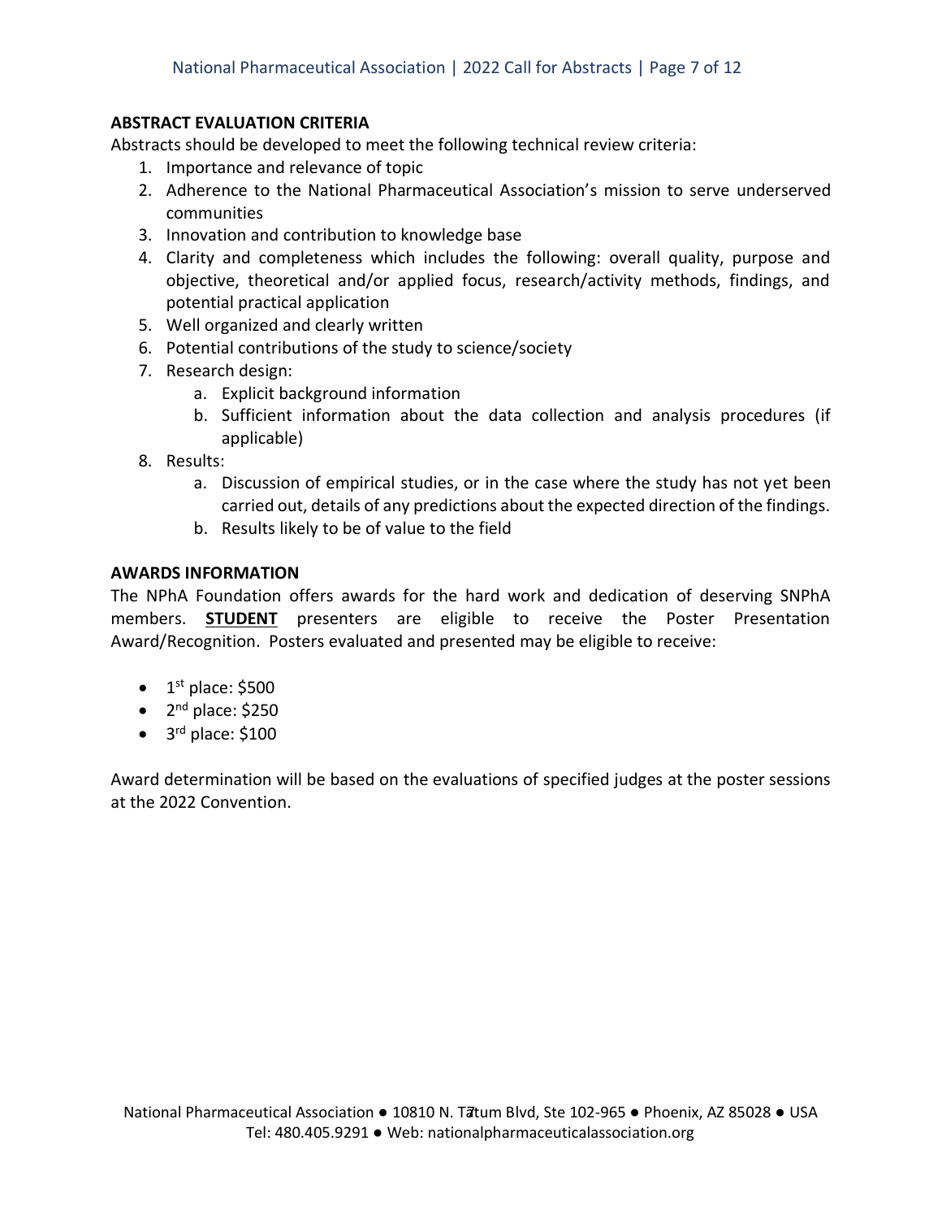## ABSTRACT EVALUATION CRITERIA

Abstracts should be developed to meet the following technical review criteria:

1. Importance and relevance of topic
2. Adherence to the National Pharmaceutical Association's mission to serve underserved communities
3. Innovation and contribution to knowledge base
4. Clarity and completeness which includes the following: overall quality, purpose and objective, theoretical and/or applied focus, research/activity methods, findings, and potential practical application
5. Well organized and clearly written
6. Potential contributions of the study to science/society
7. Research design:
    a. Explicit background information
    b. Sufficient information about the data collection and analysis procedures (if applicable)
8. Results:
    a. Discussion of empirical studies, or in the case where the study has not yet been carried out, details of any predictions about the expected direction of the findings.
    b. Results likely to be of value to the field

## AWARDS INFORMATION

The NPhA Foundation offers awards for the hard work and dedication of deserving SNPhA members. **STUDENT** presenters are eligible to receive the Poster Presentation Award/Recognition. Posters evaluated and presented may be eligible to receive:

- 1st place: $500
- 2nd place: $250
- 3rd place: $100

Award determination will be based on the evaluations of specified judges at the poster sessions at the 2022 Convention.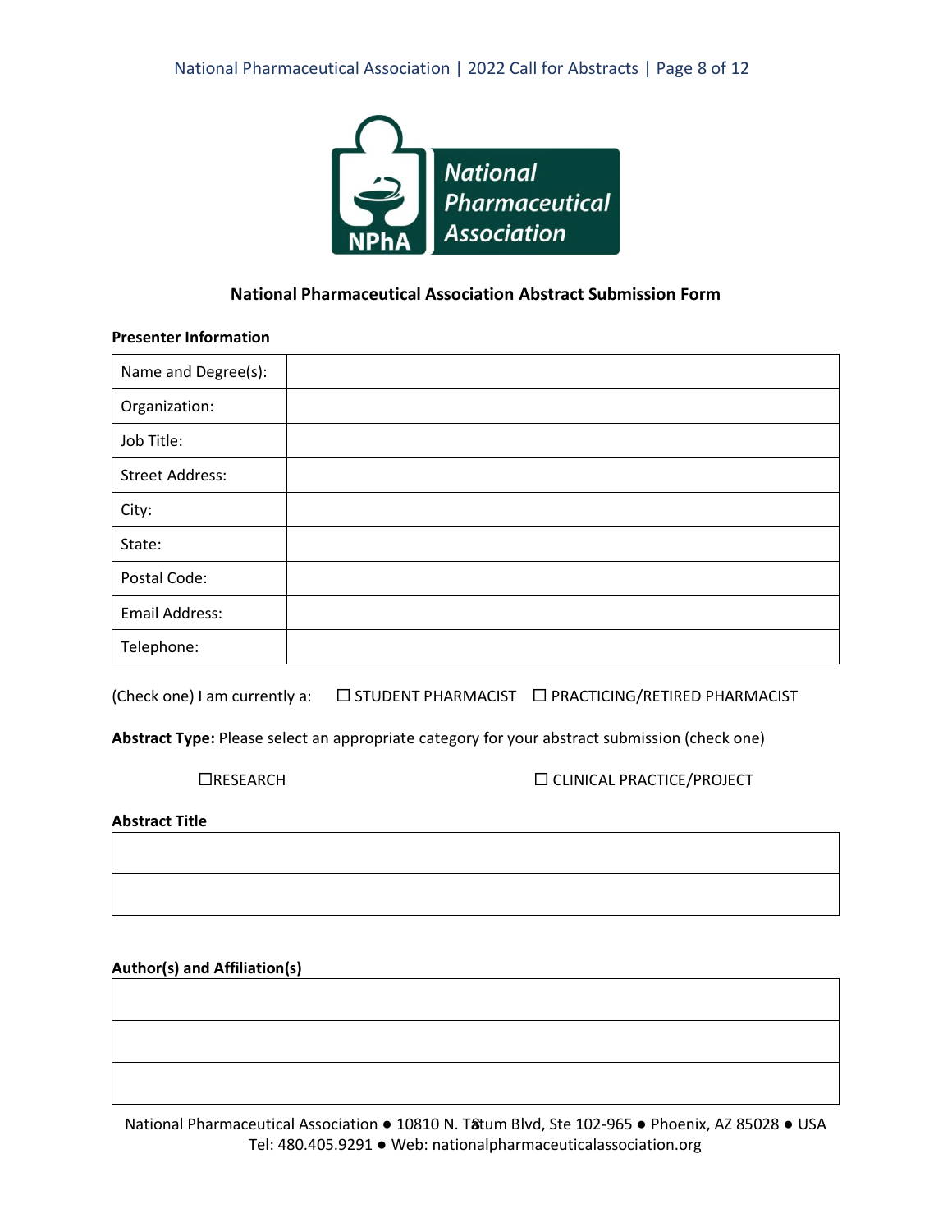## National Pharmaceutical Association Abstract Submission Form

**Presenter Information**

| Name and Degree(s): | |
|---|---|
| Organization: | |
| Job Title: | |
| Street Address: | |
| City: | |
| State: | |
| Postal Code: | |
| Email Address: | |
| Telephone: | |

(Check one) I am currently a: ☐ STUDENT PHARMACIST ☐ PRACTICING/RETIRED PHARMACIST

**Abstract Type:** Please select an appropriate category for your abstract submission (check one)

☐RESEARCH ☐ CLINICAL PRACTICE/PROJECT

**Abstract Title**

| |
|---|
| |
| |

**Author(s) and Affiliation(s)**

| |
|---|
| |
| |
| |

National Pharmaceutical Association ● 10810 N. Tatum Blvd, Ste 102-965 ● Phoenix, AZ 85028 ● USA
Tel: 480.405.9291 ● Web: nationalpharmaceuticalassociation.org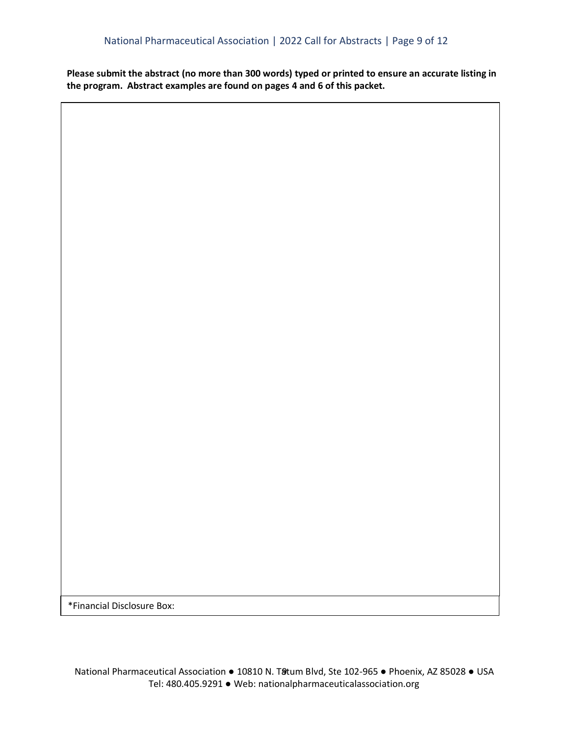**Please submit the abstract (no more than 300 words) typed or printed to ensure an accurate listing in the program. Abstract examples are found on pages 4 and 6 of this packet.**

|  |
|---|
|  |
| *Financial Disclosure Box: |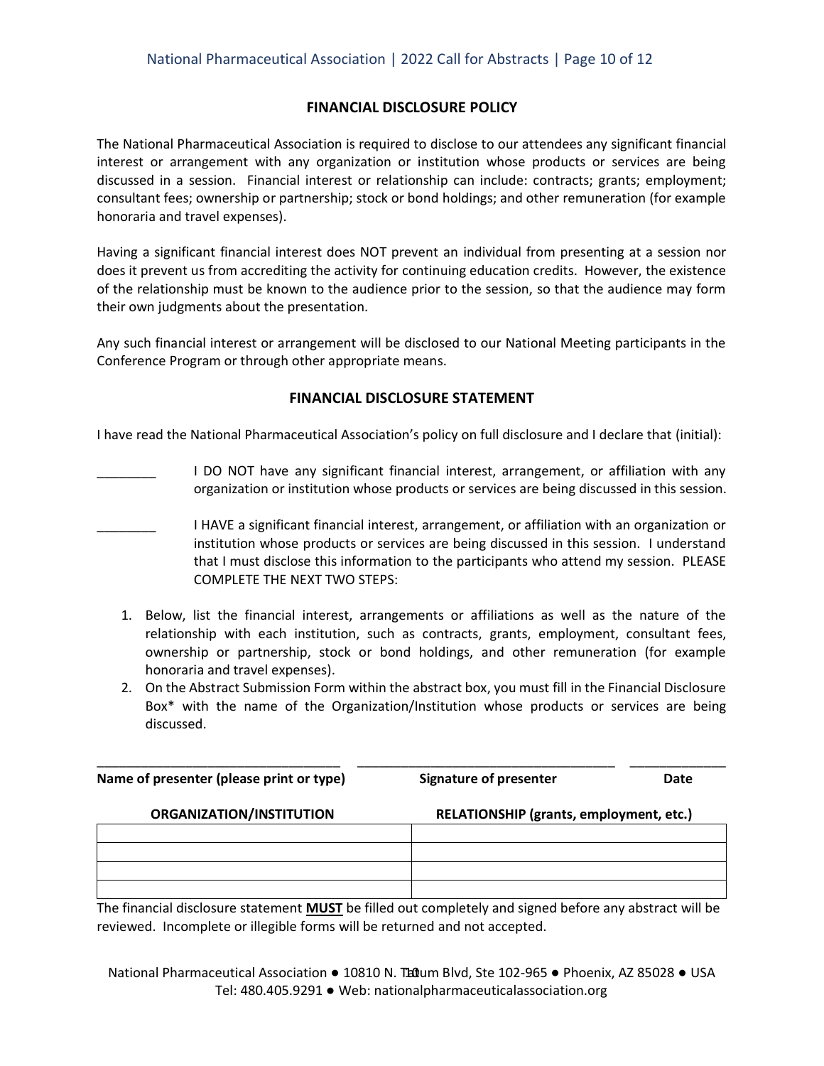## FINANCIAL DISCLOSURE POLICY

The National Pharmaceutical Association is required to disclose to our attendees any significant financial interest or arrangement with any organization or institution whose products or services are being discussed in a session. Financial interest or relationship can include: contracts; grants; employment; consultant fees; ownership or partnership; stock or bond holdings; and other remuneration (for example honoraria and travel expenses).

Having a significant financial interest does NOT prevent an individual from presenting at a session nor does it prevent us from accrediting the activity for continuing education credits. However, the existence of the relationship must be known to the audience prior to the session, so that the audience may form their own judgments about the presentation.

Any such financial interest or arrangement will be disclosed to our National Meeting participants in the Conference Program or through other appropriate means.

## FINANCIAL DISCLOSURE STATEMENT

I have read the National Pharmaceutical Association's policy on full disclosure and I declare that (initial):

________ I DO NOT have any significant financial interest, arrangement, or affiliation with any organization or institution whose products or services are being discussed in this session.

________ I HAVE a significant financial interest, arrangement, or affiliation with an organization or institution whose products or services are being discussed in this session. I understand that I must disclose this information to the participants who attend my session. PLEASE COMPLETE THE NEXT TWO STEPS:

1. Below, list the financial interest, arrangements or affiliations as well as the nature of the relationship with each institution, such as contracts, grants, employment, consultant fees, ownership or partnership, stock or bond holdings, and other remuneration (for example honoraria and travel expenses).
2. On the Abstract Submission Form within the abstract box, you must fill in the Financial Disclosure Box* with the name of the Organization/Institution whose products or services are being discussed.

_________________________________ _________________________________ ____________

**Name of presenter (please print or type)** **Signature of presenter** **Date**

| ORGANIZATION/INSTITUTION | RELATIONSHIP (grants, employment, etc.) |
|---|---|
| | |
| | |
| | |
| | |

The financial disclosure statement **MUST** be filled out completely and signed before any abstract will be reviewed. Incomplete or illegible forms will be returned and not accepted.

National Pharmaceutical Association ● 10810 N. Tatum Blvd, Ste 102-965 ● Phoenix, AZ 85028 ● USA
Tel: 480.405.9291 ● Web: nationalpharmaceuticalassociation.org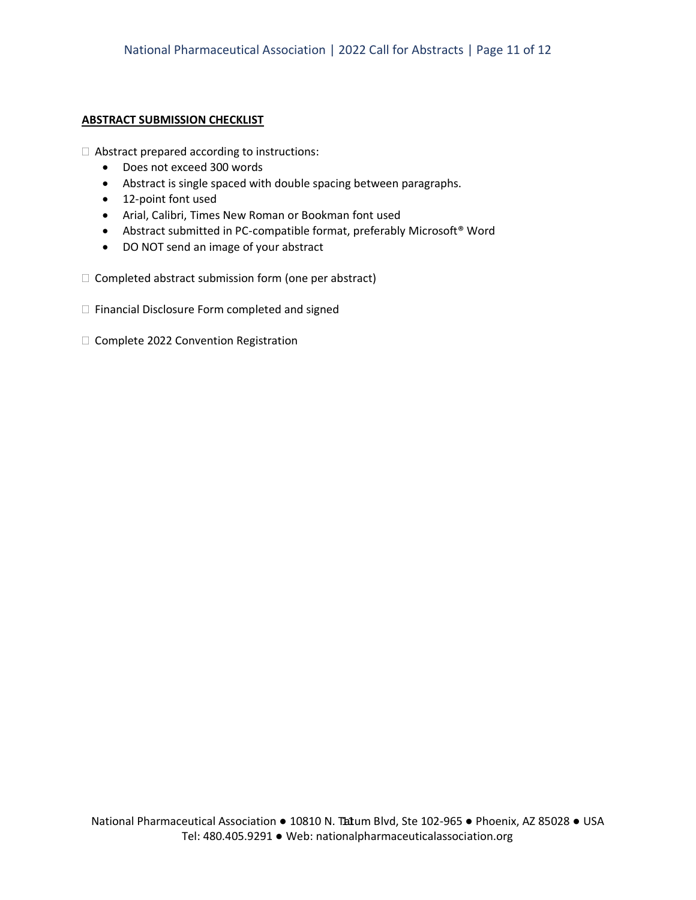**ABSTRACT SUBMISSION CHECKLIST**

- [ ] Abstract prepared according to instructions:
    - Does not exceed 300 words
    - Abstract is single spaced with double spacing between paragraphs.
    - 12-point font used
    - Arial, Calibri, Times New Roman or Bookman font used
    - Abstract submitted in PC-compatible format, preferably Microsoft® Word
    - DO NOT send an image of your abstract

- [ ] Completed abstract submission form (one per abstract)

- [ ] Financial Disclosure Form completed and signed

- [ ] Complete 2022 Convention Registration